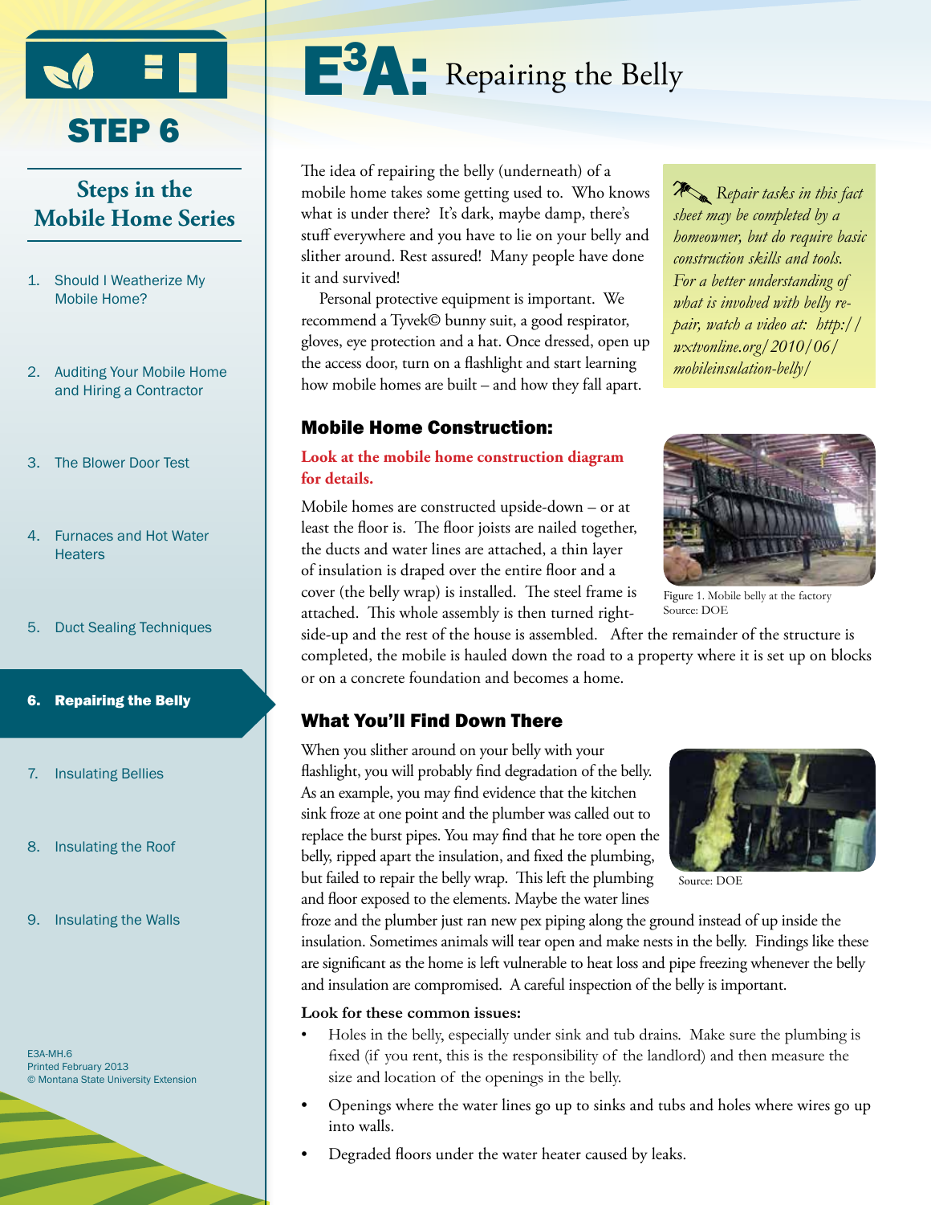# E³A: Repairing the Belly

## STEP 6

### Steps in the Mobile Home Series

1. Should I Weatherize My Mobile Home?
2. Auditing Your Mobile Home and Hiring a Contractor
3. The Blower Door Test
4. Furnaces and Hot Water Heaters
5. Duct Sealing Techniques
6. **Repairing the Belly**
7. Insulating Bellies
8. Insulating the Roof
9. Insulating the Walls

E3A-MH.6
Printed February 2013
© Montana State University Extension

The idea of repairing the belly (underneath) of a mobile home takes some getting used to. Who knows what is under there? It's dark, maybe damp, there's stuff everywhere and you have to lie on your belly and slither around. Rest assured! Many people have done it and survived!

Personal protective equipment is important. We recommend a Tyvek© bunny suit, a good respirator, gloves, eye protection and a hat. Once dressed, open up the access door, turn on a flashlight and start learning how mobile homes are built – and how they fall apart.

*Repair tasks in this fact sheet may be completed by a homeowner, but do require basic construction skills and tools. For a better understanding of what is involved with belly repair, watch a video at: http://wxtvonline.org/2010/06/mobileinsulation-belly/*

## Mobile Home Construction:

**Look at the mobile home construction diagram for details.**

Mobile homes are constructed upside-down – or at least the floor is. The floor joists are nailed together, the ducts and water lines are attached, a thin layer of insulation is draped over the entire floor and a cover (the belly wrap) is installed. The steel frame is attached. This whole assembly is then turned right-side-up and the rest of the house is assembled. After the remainder of the structure is completed, the mobile is hauled down the road to a property where it is set up on blocks or on a concrete foundation and becomes a home.

Figure 1. Mobile belly at the factory
Source: DOE

## What You'll Find Down There

When you slither around on your belly with your flashlight, you will probably find degradation of the belly. As an example, you may find evidence that the kitchen sink froze at one point and the plumber was called out to replace the burst pipes. You may find that he tore open the belly, ripped apart the insulation, and fixed the plumbing, but failed to repair the belly wrap. This left the plumbing and floor exposed to the elements. Maybe the water lines froze and the plumber just ran new pex piping along the ground instead of up inside the insulation. Sometimes animals will tear open and make nests in the belly. Findings like these are significant as the home is left vulnerable to heat loss and pipe freezing whenever the belly and insulation are compromised. A careful inspection of the belly is important.

Source: DOE

**Look for these common issues:**

- Holes in the belly, especially under sink and tub drains. Make sure the plumbing is fixed (if you rent, this is the responsibility of the landlord) and then measure the size and location of the openings in the belly.
- Openings where the water lines go up to sinks and tubs and holes where wires go up into walls.
- Degraded floors under the water heater caused by leaks.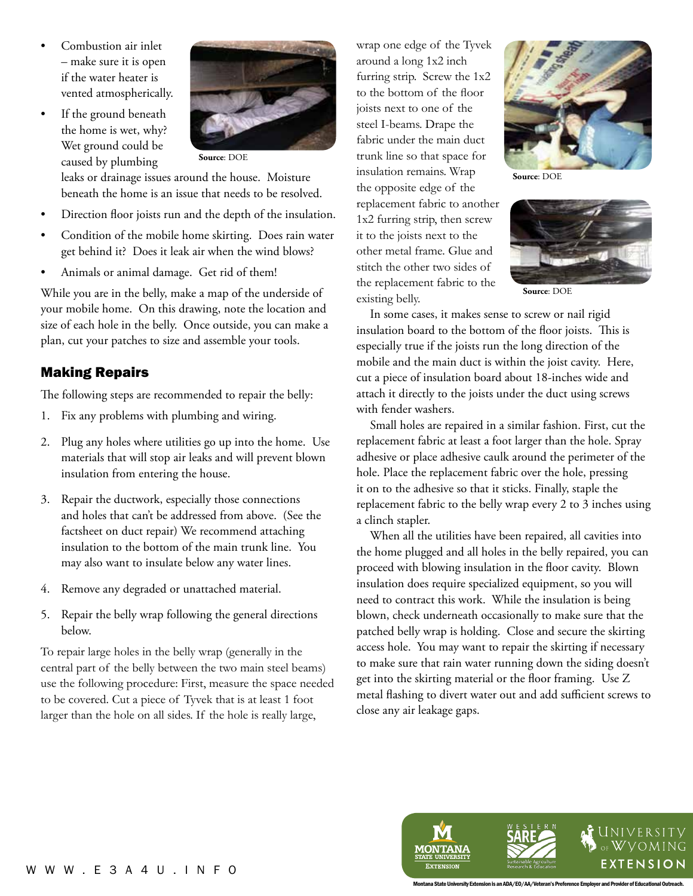- Combustion air inlet – make sure it is open if the water heater is vented atmospherically.
- If the ground beneath the home is wet, why? Wet ground could be caused by plumbing leaks or drainage issues around the house. Moisture beneath the home is an issue that needs to be resolved.
- Direction floor joists run and the depth of the insulation.
- Condition of the mobile home skirting. Does rain water get behind it? Does it leak air when the wind blows?
- Animals or animal damage. Get rid of them!

**Source**: DOE

While you are in the belly, make a map of the underside of your mobile home. On this drawing, note the location and size of each hole in the belly. Once outside, you can make a plan, cut your patches to size and assemble your tools.

## Making Repairs

The following steps are recommended to repair the belly:

1. Fix any problems with plumbing and wiring.
2. Plug any holes where utilities go up into the home. Use materials that will stop air leaks and will prevent blown insulation from entering the house.
3. Repair the ductwork, especially those connections and holes that can't be addressed from above. (See the factsheet on duct repair) We recommend attaching insulation to the bottom of the main trunk line. You may also want to insulate below any water lines.
4. Remove any degraded or unattached material.
5. Repair the belly wrap following the general directions below.

To repair large holes in the belly wrap (generally in the central part of the belly between the two main steel beams) use the following procedure: First, measure the space needed to be covered. Cut a piece of Tyvek that is at least 1 foot larger than the hole on all sides. If the hole is really large, wrap one edge of the Tyvek around a long 1x2 inch furring strip. Screw the 1x2 to the bottom of the floor joists next to one of the steel I-beams. Drape the fabric under the main duct trunk line so that space for insulation remains. Wrap the opposite edge of the replacement fabric to another 1x2 furring strip, then screw it to the joists next to the other metal frame. Glue and stitch the other two sides of the replacement fabric to the existing belly.

**Source**: DOE

**Source**: DOE

In some cases, it makes sense to screw or nail rigid insulation board to the bottom of the floor joists. This is especially true if the joists run the long direction of the mobile and the main duct is within the joist cavity. Here, cut a piece of insulation board about 18-inches wide and attach it directly to the joists under the duct using screws with fender washers.

Small holes are repaired in a similar fashion. First, cut the replacement fabric at least a foot larger than the hole. Spray adhesive or place adhesive caulk around the perimeter of the hole. Place the replacement fabric over the hole, pressing it on to the adhesive so that it sticks. Finally, staple the replacement fabric to the belly wrap every 2 to 3 inches using a clinch stapler.

When all the utilities have been repaired, all cavities into the home plugged and all holes in the belly repaired, you can proceed with blowing insulation in the floor cavity. Blown insulation does require specialized equipment, so you will need to contract this work. While the insulation is being blown, check underneath occasionally to make sure that the patched belly wrap is holding. Close and secure the skirting access hole. You may want to repair the skirting if necessary to make sure that rain water running down the siding doesn't get into the skirting material or the floor framing. Use Z metal flashing to divert water out and add sufficient screws to close any air leakage gaps.

WWW.E3A4U.INFO

Montana State University Extension is an ADA/EO/AA/Veteran's Preference Employer and Provider of Educational Outreach.